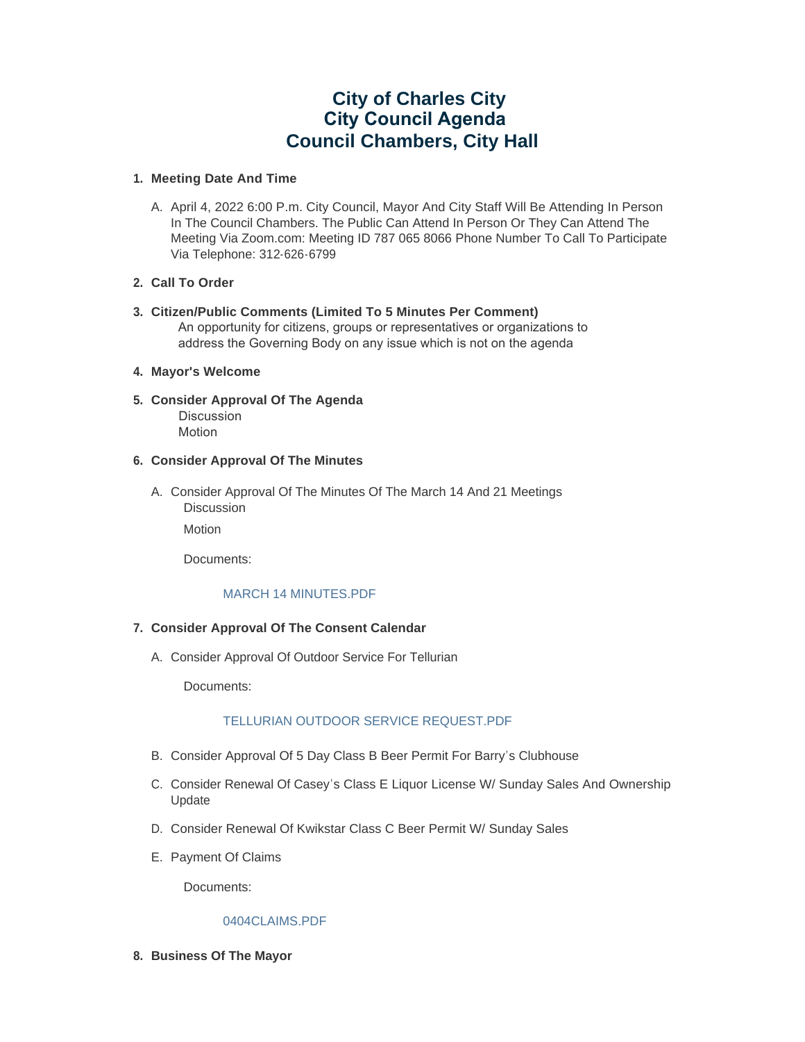# City of Charles City
# City Council Agenda
# Council Chambers, City Hall

1. **Meeting Date And Time**

   A. April 4, 2022 6:00 P.m. City Council, Mayor And City Staff Will Be Attending In Person In The Council Chambers. The Public Can Attend In Person Or They Can Attend The Meeting Via Zoom.com: Meeting ID 787 065 8066 Phone Number To Call To Participate Via Telephone: 312-626-6799

2. **Call To Order**

3. **Citizen/Public Comments (Limited To 5 Minutes Per Comment)**
   An opportunity for citizens, groups or representatives or organizations to address the Governing Body on any issue which is not on the agenda

4. **Mayor's Welcome**

5. **Consider Approval Of The Agenda**
   Discussion
   Motion

6. **Consider Approval Of The Minutes**

   A. Consider Approval Of The Minutes Of The March 14 And 21 Meetings
      Discussion

      Motion

      Documents:

      MARCH 14 MINUTES.PDF

7. **Consider Approval Of The Consent Calendar**

   A. Consider Approval Of Outdoor Service For Tellurian

      Documents:

      TELLURIAN OUTDOOR SERVICE REQUEST.PDF

   B. Consider Approval Of 5 Day Class B Beer Permit For Barry's Clubhouse

   C. Consider Renewal Of Casey's Class E Liquor License W/ Sunday Sales And Ownership Update

   D. Consider Renewal Of Kwikstar Class C Beer Permit W/ Sunday Sales

   E. Payment Of Claims

      Documents:

      0404CLAIMS.PDF

8. **Business Of The Mayor**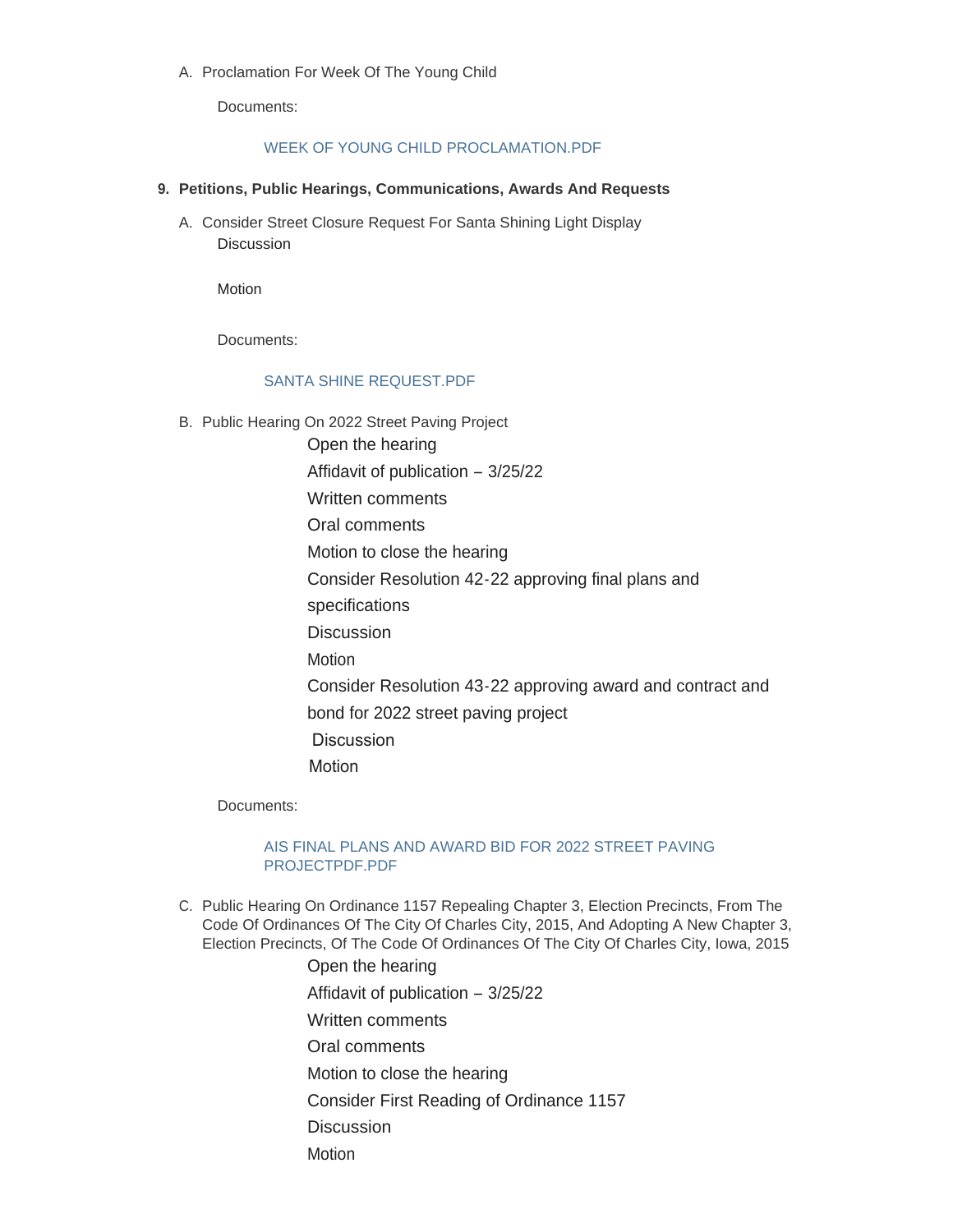A. Proclamation For Week Of The Young Child

Documents:

WEEK OF YOUNG CHILD PROCLAMATION.PDF

**9. Petitions, Public Hearings, Communications, Awards And Requests**

A. Consider Street Closure Request For Santa Shining Light Display

Discussion

Motion

Documents:

SANTA SHINE REQUEST.PDF

B. Public Hearing On 2022 Street Paving Project

Open the hearing

Affidavit of publication – 3/25/22

Written comments

Oral comments

Motion to close the hearing

Consider Resolution 42-22 approving final plans and specifications

Discussion

Motion

Consider Resolution 43-22 approving award and contract and bond for 2022 street paving project

Discussion

Motion

Documents:

AIS FINAL PLANS AND AWARD BID FOR 2022 STREET PAVING PROJECTPDF.PDF

C. Public Hearing On Ordinance 1157 Repealing Chapter 3, Election Precincts, From The Code Of Ordinances Of The City Of Charles City, 2015, And Adopting A New Chapter 3, Election Precincts, Of The Code Of Ordinances Of The City Of Charles City, Iowa, 2015

Open the hearing

Affidavit of publication – 3/25/22

Written comments

Oral comments

Motion to close the hearing

Consider First Reading of Ordinance 1157

Discussion

Motion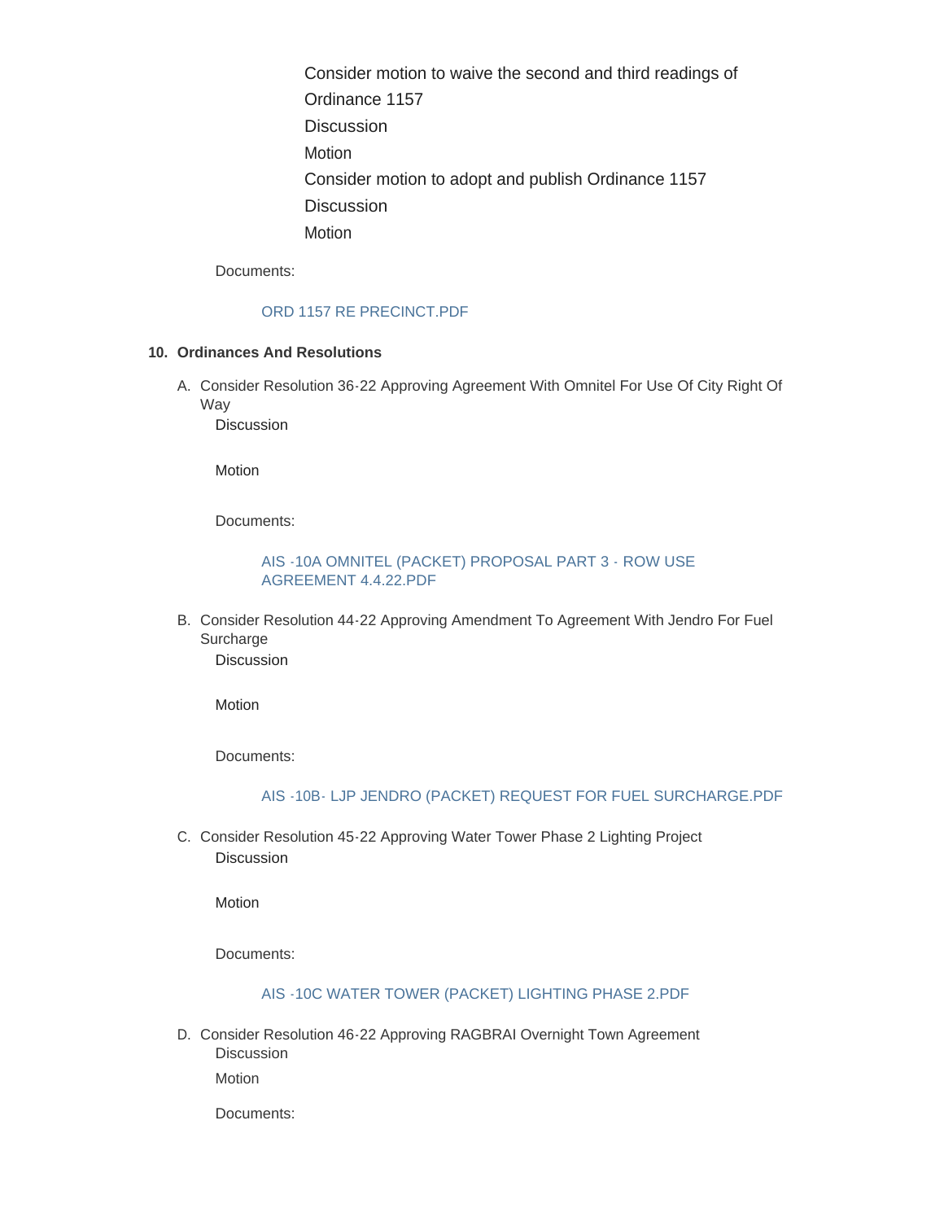Consider motion to waive the second and third readings of Ordinance 1157

Discussion

Motion

Consider motion to adopt and publish Ordinance 1157

Discussion

Motion

Documents:

ORD 1157 RE PRECINCT.PDF

**10. Ordinances And Resolutions**

A. Consider Resolution 36-22 Approving Agreement With Omnitel For Use Of City Right Of Way

Discussion

Motion

Documents:

AIS -10A OMNITEL (PACKET) PROPOSAL PART 3 - ROW USE AGREEMENT 4.4.22.PDF

B. Consider Resolution 44-22 Approving Amendment To Agreement With Jendro For Fuel Surcharge

Discussion

Motion

Documents:

AIS -10B- LJP JENDRO (PACKET) REQUEST FOR FUEL SURCHARGE.PDF

C. Consider Resolution 45-22 Approving Water Tower Phase 2 Lighting Project

Discussion

Motion

Documents:

AIS -10C WATER TOWER (PACKET) LIGHTING PHASE 2.PDF

D. Consider Resolution 46-22 Approving RAGBRAI Overnight Town Agreement

Discussion

Motion

Documents: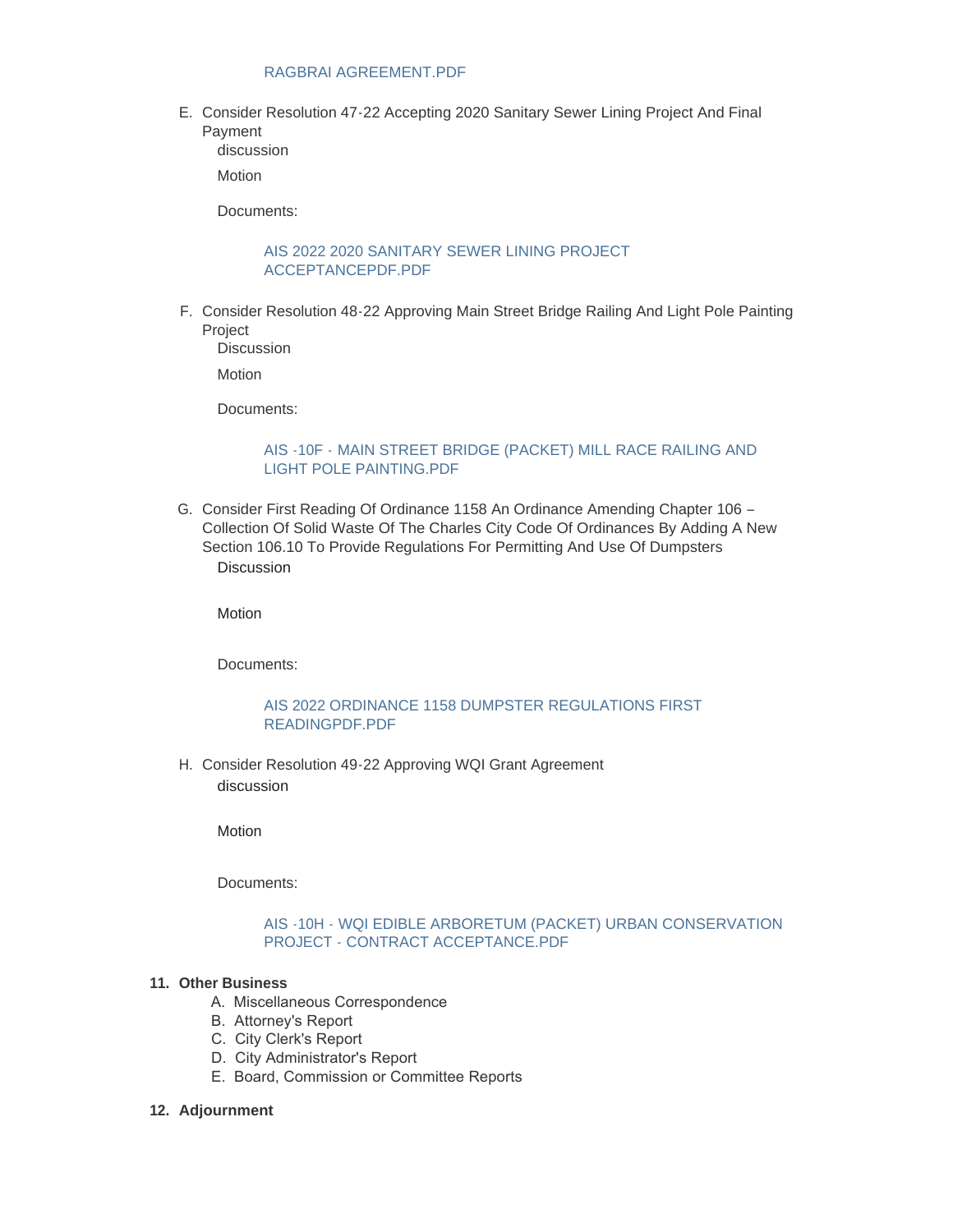RAGBRAI AGREEMENT.PDF

E. Consider Resolution 47-22 Accepting 2020 Sanitary Sewer Lining Project And Final Payment

   discussion

   Motion

   Documents:

   AIS 2022 2020 SANITARY SEWER LINING PROJECT ACCEPTANCEPDF.PDF

F. Consider Resolution 48-22 Approving Main Street Bridge Railing And Light Pole Painting Project

   Discussion

   Motion

   Documents:

   AIS -10F - MAIN STREET BRIDGE (PACKET) MILL RACE RAILING AND LIGHT POLE PAINTING.PDF

G. Consider First Reading Of Ordinance 1158 An Ordinance Amending Chapter 106 – Collection Of Solid Waste Of The Charles City Code Of Ordinances By Adding A New Section 106.10 To Provide Regulations For Permitting And Use Of Dumpsters

   Discussion

   Motion

   Documents:

   AIS 2022 ORDINANCE 1158 DUMPSTER REGULATIONS FIRST READINGPDF.PDF

H. Consider Resolution 49-22 Approving WQI Grant Agreement

   discussion

   Motion

   Documents:

   AIS -10H - WQI EDIBLE ARBORETUM (PACKET) URBAN CONSERVATION PROJECT - CONTRACT ACCEPTANCE.PDF

**11. Other Business**

A. Miscellaneous Correspondence
B. Attorney's Report
C. City Clerk's Report
D. City Administrator's Report
E. Board, Commission or Committee Reports

**12. Adjournment**